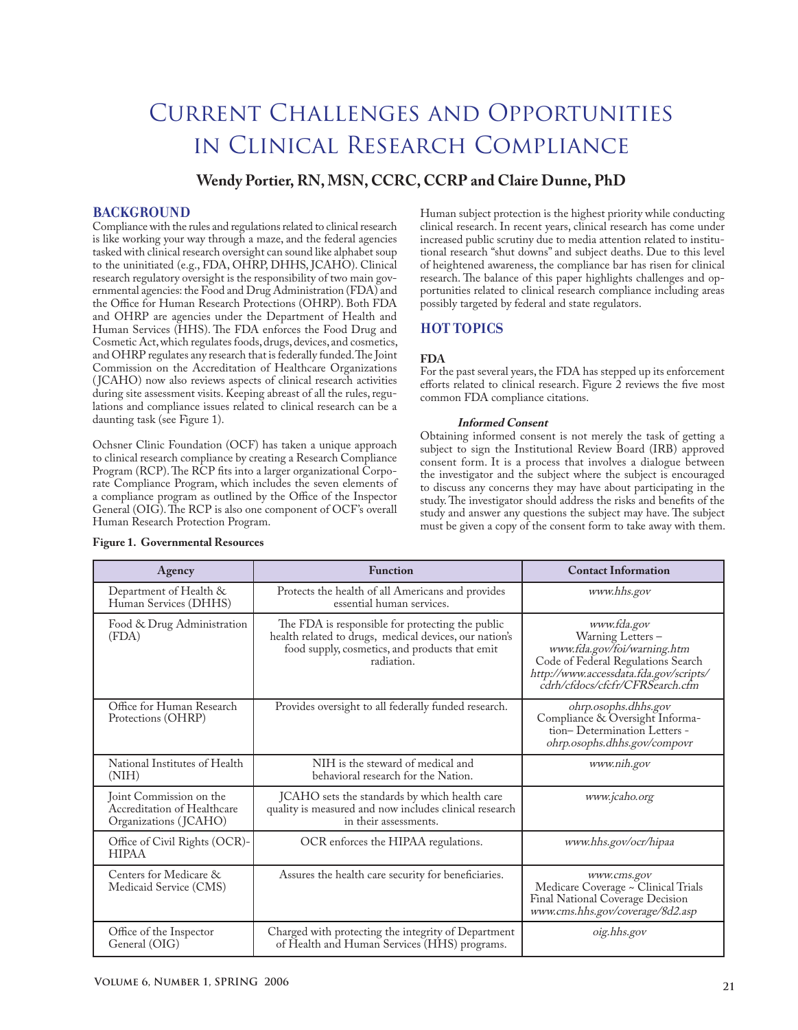# Current Challenges and Opportunities in Clinical Research Compliance

**Wendy Portier, RN, MSN, CCRC, CCRP and Claire Dunne, PhD**

## BACKGROUND

Compliance with the rules and regulations related to clinical research is like working your way through a maze, and the federal agencies tasked with clinical research oversight can sound like alphabet soup to the uninitiated (e.g., FDA, OHRP, DHHS, JCAHO). Clinical research regulatory oversight is the responsibility of two main governmental agencies: the Food and Drug Administration (FDA) and the Office for Human Research Protections (OHRP). Both FDA and OHRP are agencies under the Department of Health and Human Services (HHS). The FDA enforces the Food Drug and Cosmetic Act, which regulates foods, drugs, devices, and cosmetics, and OHRP regulates any research that is federally funded. The Joint Commission on the Accreditation of Healthcare Organizations (JCAHO) now also reviews aspects of clinical research activities during site assessment visits. Keeping abreast of all the rules, regulations and compliance issues related to clinical research can be a daunting task (see Figure 1).

Ochsner Clinic Foundation (OCF) has taken a unique approach to clinical research compliance by creating a Research Compliance Program (RCP). The RCP fits into a larger organizational Corporate Compliance Program, which includes the seven elements of a compliance program as outlined by the Office of the Inspector General (OIG). The RCP is also one component of OCF's overall Human Research Protection Program.

Human subject protection is the highest priority while conducting clinical research. In recent years, clinical research has come under increased public scrutiny due to media attention related to institutional research "shut downs" and subject deaths. Due to this level of heightened awareness, the compliance bar has risen for clinical research. The balance of this paper highlights challenges and opportunities related to clinical research compliance including areas possibly targeted by federal and state regulators.

## HOT TOPICS

### FDA

For the past several years, the FDA has stepped up its enforcement efforts related to clinical research. Figure 2 reviews the five most common FDA compliance citations.

#### *Informed Consent*

Obtaining informed consent is not merely the task of getting a subject to sign the Institutional Review Board (IRB) approved consent form. It is a process that involves a dialogue between the investigator and the subject where the subject is encouraged to discuss any concerns they may have about participating in the study. The investigator should address the risks and benefits of the study and answer any questions the subject may have. The subject must be given a copy of the consent form to take away with them.

**Figure 1. Governmental Resources**

| Agency | Function | Contact Information |
|---|---|---|
| Department of Health & Human Services (DHHS) | Protects the health of all Americans and provides essential human services. | *www.hhs.gov* |
| Food & Drug Administration (FDA) | The FDA is responsible for protecting the public health related to drugs, medical devices, our nation's food supply, cosmetics, and products that emit radiation. | *www.fda.gov* Warning Letters – *www.fda.gov/foi/warning.htm* Code of Federal Regulations Search *http://www.accessdata.fda.gov/scripts/cdrh/cfdocs/cfcfr/CFRSearch.cfm* |
| Office for Human Research Protections (OHRP) | Provides oversight to all federally funded research. | *ohrp.osophs.dhhs.gov* Compliance & Oversight Information– Determination Letters - *ohrp.osophs.dhhs.gov/compovr* |
| National Institutes of Health (NIH) | NIH is the steward of medical and behavioral research for the Nation. | *www.nih.gov* |
| Joint Commission on the Accreditation of Healthcare Organizations (JCAHO) | JCAHO sets the standards by which health care quality is measured and now includes clinical research in their assessments. | *www.jcaho.org* |
| Office of Civil Rights (OCR)-HIPAA | OCR enforces the HIPAA regulations. | *www.hhs.gov/ocr/hipaa* |
| Centers for Medicare & Medicaid Service (CMS) | Assures the health care security for beneficiaries. | *www.cms.gov* Medicare Coverage ~ Clinical Trials Final National Coverage Decision *www.cms.hhs.gov/coverage/8d2.asp* |
| Office of the Inspector General (OIG) | Charged with protecting the integrity of Department of Health and Human Services (HHS) programs. | *oig.hhs.gov* |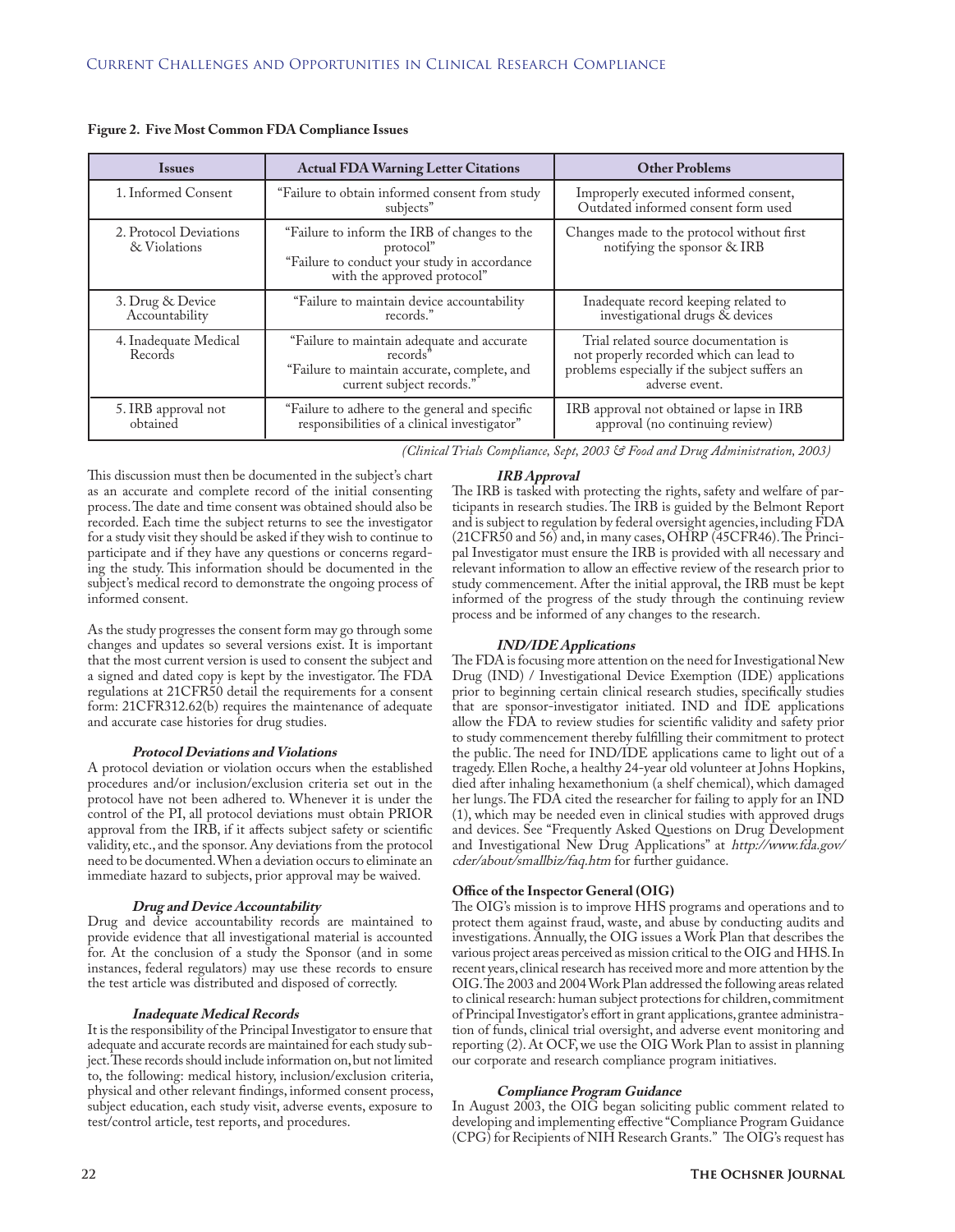**Figure 2. Five Most Common FDA Compliance Issues**

| Issues | Actual FDA Warning Letter Citations | Other Problems |
|---|---|---|
| 1. Informed Consent | "Failure to obtain informed consent from study subjects" | Improperly executed informed consent, Outdated informed consent form used |
| 2. Protocol Deviations & Violations | "Failure to inform the IRB of changes to the protocol" "Failure to conduct your study in accordance with the approved protocol" | Changes made to the protocol without first notifying the sponsor & IRB |
| 3. Drug & Device Accountability | "Failure to maintain device accountability records." | Inadequate record keeping related to investigational drugs & devices |
| 4. Inadequate Medical Records | "Failure to maintain adequate and accurate records" "Failure to maintain accurate, complete, and current subject records." | Trial related source documentation is not properly recorded which can lead to problems especially if the subject suffers an adverse event. |
| 5. IRB approval not obtained | "Failure to adhere to the general and specific responsibilities of a clinical investigator" | IRB approval not obtained or lapse in IRB approval (no continuing review) |

*(Clinical Trials Compliance, Sept, 2003 & Food and Drug Administration, 2003)*

This discussion must then be documented in the subject's chart as an accurate and complete record of the initial consenting process. The date and time consent was obtained should also be recorded. Each time the subject returns to see the investigator for a study visit they should be asked if they wish to continue to participate and if they have any questions or concerns regarding the study. This information should be documented in the subject's medical record to demonstrate the ongoing process of informed consent.

As the study progresses the consent form may go through some changes and updates so several versions exist. It is important that the most current version is used to consent the subject and a signed and dated copy is kept by the investigator. The FDA regulations at 21CFR50 detail the requirements for a consent form: 21CFR312.62(b) requires the maintenance of adequate and accurate case histories for drug studies.

### *Protocol Deviations and Violations*

A protocol deviation or violation occurs when the established procedures and/or inclusion/exclusion criteria set out in the protocol have not been adhered to. Whenever it is under the control of the PI, all protocol deviations must obtain PRIOR approval from the IRB, if it affects subject safety or scientific validity, etc., and the sponsor. Any deviations from the protocol need to be documented. When a deviation occurs to eliminate an immediate hazard to subjects, prior approval may be waived.

### *Drug and Device Accountability*

Drug and device accountability records are maintained to provide evidence that all investigational material is accounted for. At the conclusion of a study the Sponsor (and in some instances, federal regulators) may use these records to ensure the test article was distributed and disposed of correctly.

### *Inadequate Medical Records*

It is the responsibility of the Principal Investigator to ensure that adequate and accurate records are maintained for each study subject. These records should include information on, but not limited to, the following: medical history, inclusion/exclusion criteria, physical and other relevant findings, informed consent process, subject education, each study visit, adverse events, exposure to test/control article, test reports, and procedures.

### *IRB Approval*

The IRB is tasked with protecting the rights, safety and welfare of participants in research studies. The IRB is guided by the Belmont Report and is subject to regulation by federal oversight agencies, including FDA (21CFR50 and 56) and, in many cases, OHRP (45CFR46). The Principal Investigator must ensure the IRB is provided with all necessary and relevant information to allow an effective review of the research prior to study commencement. After the initial approval, the IRB must be kept informed of the progress of the study through the continuing review process and be informed of any changes to the research.

### *IND/IDE Applications*

The FDA is focusing more attention on the need for Investigational New Drug (IND) / Investigational Device Exemption (IDE) applications prior to beginning certain clinical research studies, specifically studies that are sponsor-investigator initiated. IND and IDE applications allow the FDA to review studies for scientific validity and safety prior to study commencement thereby fulfilling their commitment to protect the public. The need for IND/IDE applications came to light out of a tragedy. Ellen Roche, a healthy 24-year old volunteer at Johns Hopkins, died after inhaling hexamethonium (a shelf chemical), which damaged her lungs. The FDA cited the researcher for failing to apply for an IND (1), which may be needed even in clinical studies with approved drugs and devices. See "Frequently Asked Questions on Drug Development and Investigational New Drug Applications" at *http://www.fda.gov/cder/about/smallbiz/faq.htm* for further guidance.

### **Office of the Inspector General (OIG)**

The OIG's mission is to improve HHS programs and operations and to protect them against fraud, waste, and abuse by conducting audits and investigations. Annually, the OIG issues a Work Plan that describes the various project areas perceived as mission critical to the OIG and HHS. In recent years, clinical research has received more and more attention by the OIG. The 2003 and 2004 Work Plan addressed the following areas related to clinical research: human subject protections for children, commitment of Principal Investigator's effort in grant applications, grantee administration of funds, clinical trial oversight, and adverse event monitoring and reporting (2). At OCF, we use the OIG Work Plan to assist in planning our corporate and research compliance program initiatives.

### *Compliance Program Guidance*

In August 2003, the OIG began soliciting public comment related to developing and implementing effective "Compliance Program Guidance (CPG) for Recipients of NIH Research Grants." The OIG's request has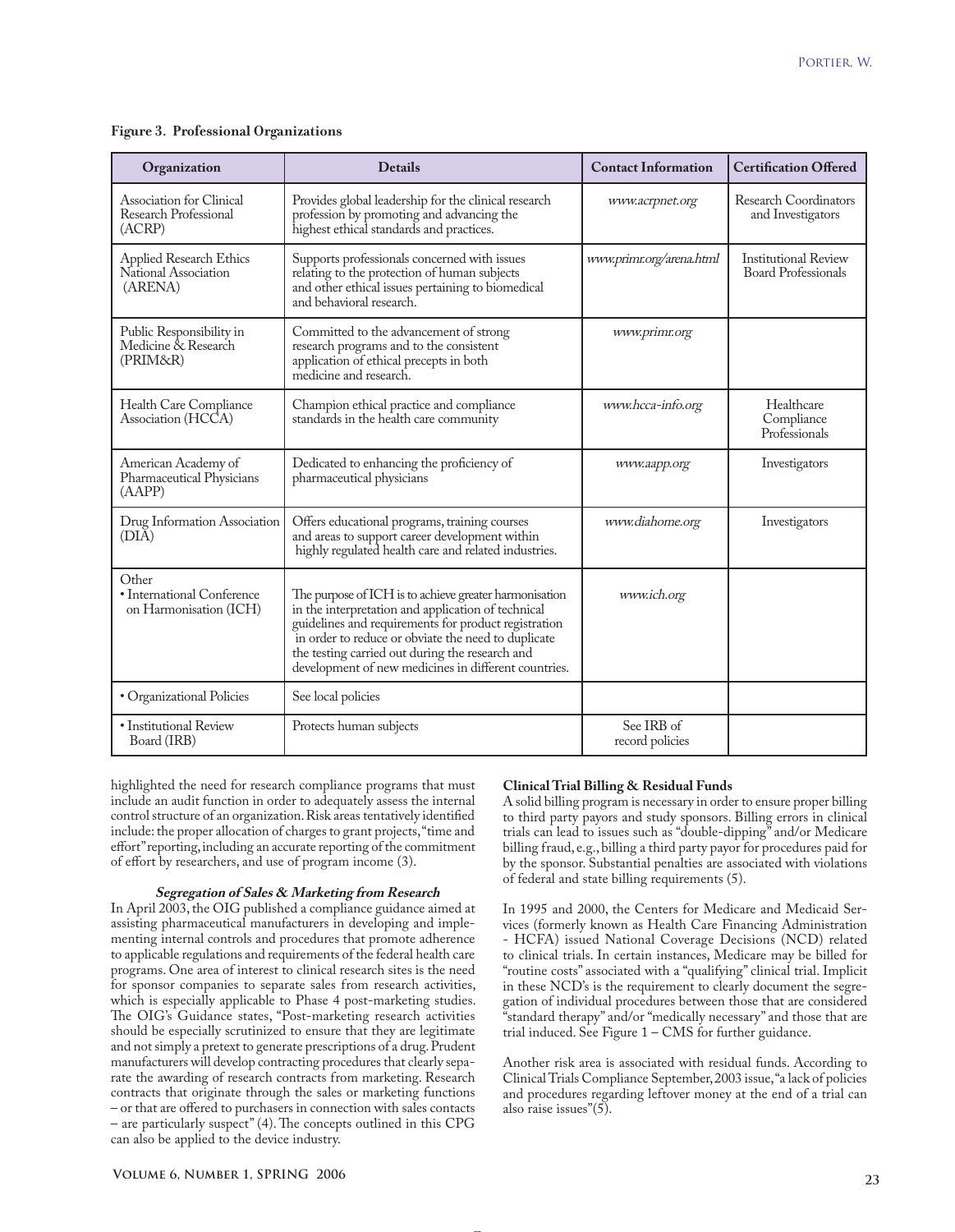**Figure 3. Professional Organizations**

| Organization | Details | Contact Information | Certification Offered |
|---|---|---|---|
| Association for Clinical Research Professional (ACRP) | Provides global leadership for the clinical research profession by promoting and advancing the highest ethical standards and practices. | *www.acrpnet.org* | Research Coordinators and Investigators |
| Applied Research Ethics National Association (ARENA) | Supports professionals concerned with issues relating to the protection of human subjects and other ethical issues pertaining to biomedical and behavioral research. | *www.primr.org/arena.html* | Institutional Review Board Professionals |
| Public Responsibility in Medicine & Research (PRIM&R) | Committed to the advancement of strong research programs and to the consistent application of ethical precepts in both medicine and research. | *www.primr.org* | |
| Health Care Compliance Association (HCCA) | Champion ethical practice and compliance standards in the health care community | *www.hcca-info.org* | Healthcare Compliance Professionals |
| American Academy of Pharmaceutical Physicians (AAPP) | Dedicated to enhancing the proficiency of pharmaceutical physicians | *www.aapp.org* | Investigators |
| Drug Information Association (DIA) | Offers educational programs, training courses and areas to support career development within highly regulated health care and related industries. | *www.diahome.org* | Investigators |
| Other • International Conference on Harmonisation (ICH) | The purpose of ICH is to achieve greater harmonisation in the interpretation and application of technical guidelines and requirements for product registration in order to reduce or obviate the need to duplicate the testing carried out during the research and development of new medicines in different countries. | *www.ich.org* | |
| • Organizational Policies | See local policies | | |
| • Institutional Review Board (IRB) | Protects human subjects | See IRB of record policies | |

highlighted the need for research compliance programs that must include an audit function in order to adequately assess the internal control structure of an organization. Risk areas tentatively identified include: the proper allocation of charges to grant projects, "time and effort" reporting, including an accurate reporting of the commitment of effort by researchers, and use of program income (3).

***Segregation of Sales & Marketing from Research***

In April 2003, the OIG published a compliance guidance aimed at assisting pharmaceutical manufacturers in developing and implementing internal controls and procedures that promote adherence to applicable regulations and requirements of the federal health care programs. One area of interest to clinical research sites is the need for sponsor companies to separate sales from research activities, which is especially applicable to Phase 4 post-marketing studies. The OIG's Guidance states, "Post-marketing research activities should be especially scrutinized to ensure that they are legitimate and not simply a pretext to generate prescriptions of a drug. Prudent manufacturers will develop contracting procedures that clearly separate the awarding of research contracts from marketing. Research contracts that originate through the sales or marketing functions – or that are offered to purchasers in connection with sales contacts – are particularly suspect" (4). The concepts outlined in this CPG can also be applied to the device industry.

**Clinical Trial Billing & Residual Funds**

A solid billing program is necessary in order to ensure proper billing to third party payors and study sponsors. Billing errors in clinical trials can lead to issues such as "double-dipping" and/or Medicare billing fraud, e.g., billing a third party payor for procedures paid for by the sponsor. Substantial penalties are associated with violations of federal and state billing requirements (5).

In 1995 and 2000, the Centers for Medicare and Medicaid Services (formerly known as Health Care Financing Administration - HCFA) issued National Coverage Decisions (NCD) related to clinical trials. In certain instances, Medicare may be billed for "routine costs" associated with a "qualifying" clinical trial. Implicit in these NCD's is the requirement to clearly document the segregation of individual procedures between those that are considered "standard therapy" and/or "medically necessary" and those that are trial induced. See Figure 1 – CMS for further guidance.

Another risk area is associated with residual funds. According to Clinical Trials Compliance September, 2003 issue, "a lack of policies and procedures regarding leftover money at the end of a trial can also raise issues"(5).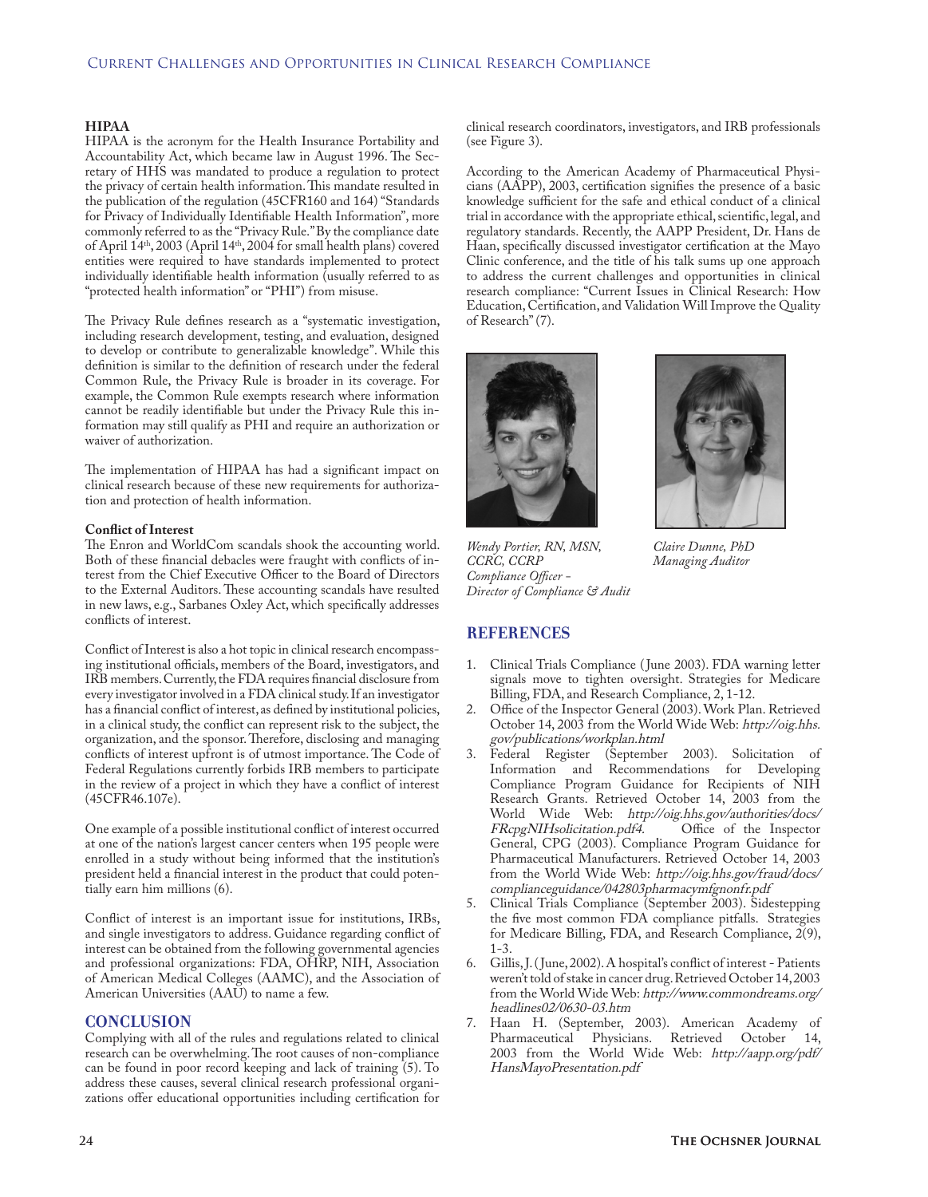### HIPAA

HIPAA is the acronym for the Health Insurance Portability and Accountability Act, which became law in August 1996. The Secretary of HHS was mandated to produce a regulation to protect the privacy of certain health information. This mandate resulted in the publication of the regulation (45CFR160 and 164) "Standards for Privacy of Individually Identifiable Health Information", more commonly referred to as the "Privacy Rule." By the compliance date of April 14th, 2003 (April 14th, 2004 for small health plans) covered entities were required to have standards implemented to protect individually identifiable health information (usually referred to as "protected health information" or "PHI") from misuse.

The Privacy Rule defines research as a "systematic investigation, including research development, testing, and evaluation, designed to develop or contribute to generalizable knowledge". While this definition is similar to the definition of research under the federal Common Rule, the Privacy Rule is broader in its coverage. For example, the Common Rule exempts research where information cannot be readily identifiable but under the Privacy Rule this information may still qualify as PHI and require an authorization or waiver of authorization.

The implementation of HIPAA has had a significant impact on clinical research because of these new requirements for authorization and protection of health information.

#### Conflict of Interest

The Enron and WorldCom scandals shook the accounting world. Both of these financial debacles were fraught with conflicts of interest from the Chief Executive Officer to the Board of Directors to the External Auditors. These accounting scandals have resulted in new laws, e.g., Sarbanes Oxley Act, which specifically addresses conflicts of interest.

Conflict of Interest is also a hot topic in clinical research encompassing institutional officials, members of the Board, investigators, and IRB members. Currently, the FDA requires financial disclosure from every investigator involved in a FDA clinical study. If an investigator has a financial conflict of interest, as defined by institutional policies, in a clinical study, the conflict can represent risk to the subject, the organization, and the sponsor. Therefore, disclosing and managing conflicts of interest upfront is of utmost importance. The Code of Federal Regulations currently forbids IRB members to participate in the review of a project in which they have a conflict of interest (45CFR46.107e).

One example of a possible institutional conflict of interest occurred at one of the nation's largest cancer centers when 195 people were enrolled in a study without being informed that the institution's president held a financial interest in the product that could potentially earn him millions (6).

Conflict of interest is an important issue for institutions, IRBs, and single investigators to address. Guidance regarding conflict of interest can be obtained from the following governmental agencies and professional organizations: FDA, OHRP, NIH, Association of American Medical Colleges (AAMC), and the Association of American Universities (AAU) to name a few.

## CONCLUSION

Complying with all of the rules and regulations related to clinical research can be overwhelming. The root causes of non-compliance can be found in poor record keeping and lack of training (5). To address these causes, several clinical research professional organizations offer educational opportunities including certification for clinical research coordinators, investigators, and IRB professionals (see Figure 3).

According to the American Academy of Pharmaceutical Physicians (AAPP), 2003, certification signifies the presence of a basic knowledge sufficient for the safe and ethical conduct of a clinical trial in accordance with the appropriate ethical, scientific, legal, and regulatory standards. Recently, the AAPP President, Dr. Hans de Haan, specifically discussed investigator certification at the Mayo Clinic conference, and the title of his talk sums up one approach to address the current challenges and opportunities in clinical research compliance: "Current Issues in Clinical Research: How Education, Certification, and Validation Will Improve the Quality of Research" (7).

*Wendy Portier, RN, MSN, CCRC, CCRP*
*Compliance Officer - Director of Compliance & Audit*

*Claire Dunne, PhD*
*Managing Auditor*

## REFERENCES

1. Clinical Trials Compliance (June 2003). FDA warning letter signals move to tighten oversight. Strategies for Medicare Billing, FDA, and Research Compliance, 2, 1-12.
2. Office of the Inspector General (2003). Work Plan. Retrieved October 14, 2003 from the World Wide Web: *http://oig.hhs.gov/publications/workplan.html*
3. Federal Register (September 2003). Solicitation of Information and Recommendations for Developing Compliance Program Guidance for Recipients of NIH Research Grants. Retrieved October 14, 2003 from the World Wide Web: *http://oig.hhs.gov/authorities/docs/FRcpgNIHsolicitation.pdf4.* Office of the Inspector General, CPG (2003). Compliance Program Guidance for Pharmaceutical Manufacturers. Retrieved October 14, 2003 from the World Wide Web: *http://oig.hhs.gov/fraud/docs/complianceguidance/042803pharmacymfgnonfr.pdf*
5. Clinical Trials Compliance (September 2003). Sidestepping the five most common FDA compliance pitfalls. Strategies for Medicare Billing, FDA, and Research Compliance, 2(9), 1-3.
6. Gillis, J. (June, 2002). A hospital's conflict of interest - Patients weren't told of stake in cancer drug. Retrieved October 14, 2003 from the World Wide Web: *http://www.commondreams.org/headlines02/0630-03.htm*
7. Haan H. (September, 2003). American Academy of Pharmaceutical Physicians. Retrieved October 14, 2003 from the World Wide Web: *http://aapp.org/pdf/HansMayoPresentation.pdf*